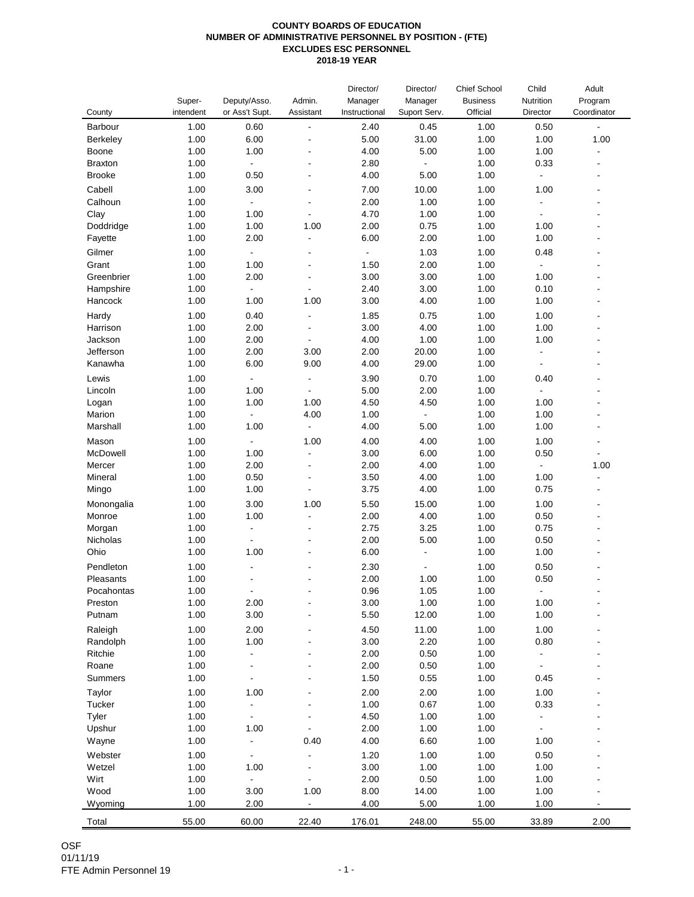**COUNTY BOARDS OF EDUCATION**
**NUMBER OF ADMINISTRATIVE PERSONNEL BY POSITION - (FTE)**
**EXCLUDES ESC PERSONNEL**
**2018-19 YEAR**

| County | Super-intendent | Deputy/Asso. or Ass't Supt. | Admin. Assistant | Director/ Manager Instructional | Director/ Manager Suport Serv. | Chief School Business Official | Child Nutrition Director | Adult Program Coordinator |
|---|---|---|---|---|---|---|---|---|
| Barbour | 1.00 | 0.60 | - | 2.40 | 0.45 | 1.00 | 0.50 | - |
| Berkeley | 1.00 | 6.00 | - | 5.00 | 31.00 | 1.00 | 1.00 | 1.00 |
| Boone | 1.00 | 1.00 | - | 4.00 | 5.00 | 1.00 | 1.00 | - |
| Braxton | 1.00 | - | - | 2.80 | - | 1.00 | 0.33 | - |
| Brooke | 1.00 | 0.50 | - | 4.00 | 5.00 | 1.00 | - | - |
| Cabell | 1.00 | 3.00 | - | 7.00 | 10.00 | 1.00 | 1.00 | - |
| Calhoun | 1.00 | - | - | 2.00 | 1.00 | 1.00 | - | - |
| Clay | 1.00 | 1.00 | - | 4.70 | 1.00 | 1.00 | - | - |
| Doddridge | 1.00 | 1.00 | 1.00 | 2.00 | 0.75 | 1.00 | 1.00 | - |
| Fayette | 1.00 | 2.00 | - | 6.00 | 2.00 | 1.00 | 1.00 | - |
| Gilmer | 1.00 | - | - | - | 1.03 | 1.00 | 0.48 | - |
| Grant | 1.00 | 1.00 | - | 1.50 | 2.00 | 1.00 | - | - |
| Greenbrier | 1.00 | 2.00 | - | 3.00 | 3.00 | 1.00 | 1.00 | - |
| Hampshire | 1.00 | - | - | 2.40 | 3.00 | 1.00 | 0.10 | - |
| Hancock | 1.00 | 1.00 | 1.00 | 3.00 | 4.00 | 1.00 | 1.00 | - |
| Hardy | 1.00 | 0.40 | - | 1.85 | 0.75 | 1.00 | 1.00 | - |
| Harrison | 1.00 | 2.00 | - | 3.00 | 4.00 | 1.00 | 1.00 | - |
| Jackson | 1.00 | 2.00 | - | 4.00 | 1.00 | 1.00 | 1.00 | - |
| Jefferson | 1.00 | 2.00 | 3.00 | 2.00 | 20.00 | 1.00 | - | - |
| Kanawha | 1.00 | 6.00 | 9.00 | 4.00 | 29.00 | 1.00 | - | - |
| Lewis | 1.00 | - | - | 3.90 | 0.70 | 1.00 | 0.40 | - |
| Lincoln | 1.00 | 1.00 | - | 5.00 | 2.00 | 1.00 | - | - |
| Logan | 1.00 | 1.00 | 1.00 | 4.50 | 4.50 | 1.00 | 1.00 | - |
| Marion | 1.00 | - | 4.00 | 1.00 | - | 1.00 | 1.00 | - |
| Marshall | 1.00 | 1.00 | - | 4.00 | 5.00 | 1.00 | 1.00 | - |
| Mason | 1.00 | - | 1.00 | 4.00 | 4.00 | 1.00 | 1.00 | - |
| McDowell | 1.00 | 1.00 | - | 3.00 | 6.00 | 1.00 | 0.50 | - |
| Mercer | 1.00 | 2.00 | - | 2.00 | 4.00 | 1.00 | - | 1.00 |
| Mineral | 1.00 | 0.50 | - | 3.50 | 4.00 | 1.00 | 1.00 | - |
| Mingo | 1.00 | 1.00 | - | 3.75 | 4.00 | 1.00 | 0.75 | - |
| Monongalia | 1.00 | 3.00 | 1.00 | 5.50 | 15.00 | 1.00 | 1.00 | - |
| Monroe | 1.00 | 1.00 | - | 2.00 | 4.00 | 1.00 | 0.50 | - |
| Morgan | 1.00 | - | - | 2.75 | 3.25 | 1.00 | 0.75 | - |
| Nicholas | 1.00 | - | - | 2.00 | 5.00 | 1.00 | 0.50 | - |
| Ohio | 1.00 | 1.00 | - | 6.00 | - | 1.00 | 1.00 | - |
| Pendleton | 1.00 | - | - | 2.30 | - | 1.00 | 0.50 | - |
| Pleasants | 1.00 | - | - | 2.00 | 1.00 | 1.00 | 0.50 | - |
| Pocahontas | 1.00 | - | - | 0.96 | 1.05 | 1.00 | - | - |
| Preston | 1.00 | 2.00 | - | 3.00 | 1.00 | 1.00 | 1.00 | - |
| Putnam | 1.00 | 3.00 | - | 5.50 | 12.00 | 1.00 | 1.00 | - |
| Raleigh | 1.00 | 2.00 | - | 4.50 | 11.00 | 1.00 | 1.00 | - |
| Randolph | 1.00 | 1.00 | - | 3.00 | 2.20 | 1.00 | 0.80 | - |
| Ritchie | 1.00 | - | - | 2.00 | 0.50 | 1.00 | - | - |
| Roane | 1.00 | - | - | 2.00 | 0.50 | 1.00 | - | - |
| Summers | 1.00 | - | - | 1.50 | 0.55 | 1.00 | 0.45 | - |
| Taylor | 1.00 | 1.00 | - | 2.00 | 2.00 | 1.00 | 1.00 | - |
| Tucker | 1.00 | - | - | 1.00 | 0.67 | 1.00 | 0.33 | - |
| Tyler | 1.00 | - | - | 4.50 | 1.00 | 1.00 | - | - |
| Upshur | 1.00 | 1.00 | - | 2.00 | 1.00 | 1.00 | - | - |
| Wayne | 1.00 | - | 0.40 | 4.00 | 6.60 | 1.00 | 1.00 | - |
| Webster | 1.00 | - | - | 1.20 | 1.00 | 1.00 | 0.50 | - |
| Wetzel | 1.00 | 1.00 | - | 3.00 | 1.00 | 1.00 | 1.00 | - |
| Wirt | 1.00 | - | - | 2.00 | 0.50 | 1.00 | 1.00 | - |
| Wood | 1.00 | 3.00 | 1.00 | 8.00 | 14.00 | 1.00 | 1.00 | - |
| Wyoming | 1.00 | 2.00 | - | 4.00 | 5.00 | 1.00 | 1.00 | - |
| Total | 55.00 | 60.00 | 22.40 | 176.01 | 248.00 | 55.00 | 33.89 | 2.00 |

OSF
01/11/19
FTE Admin Personnel 19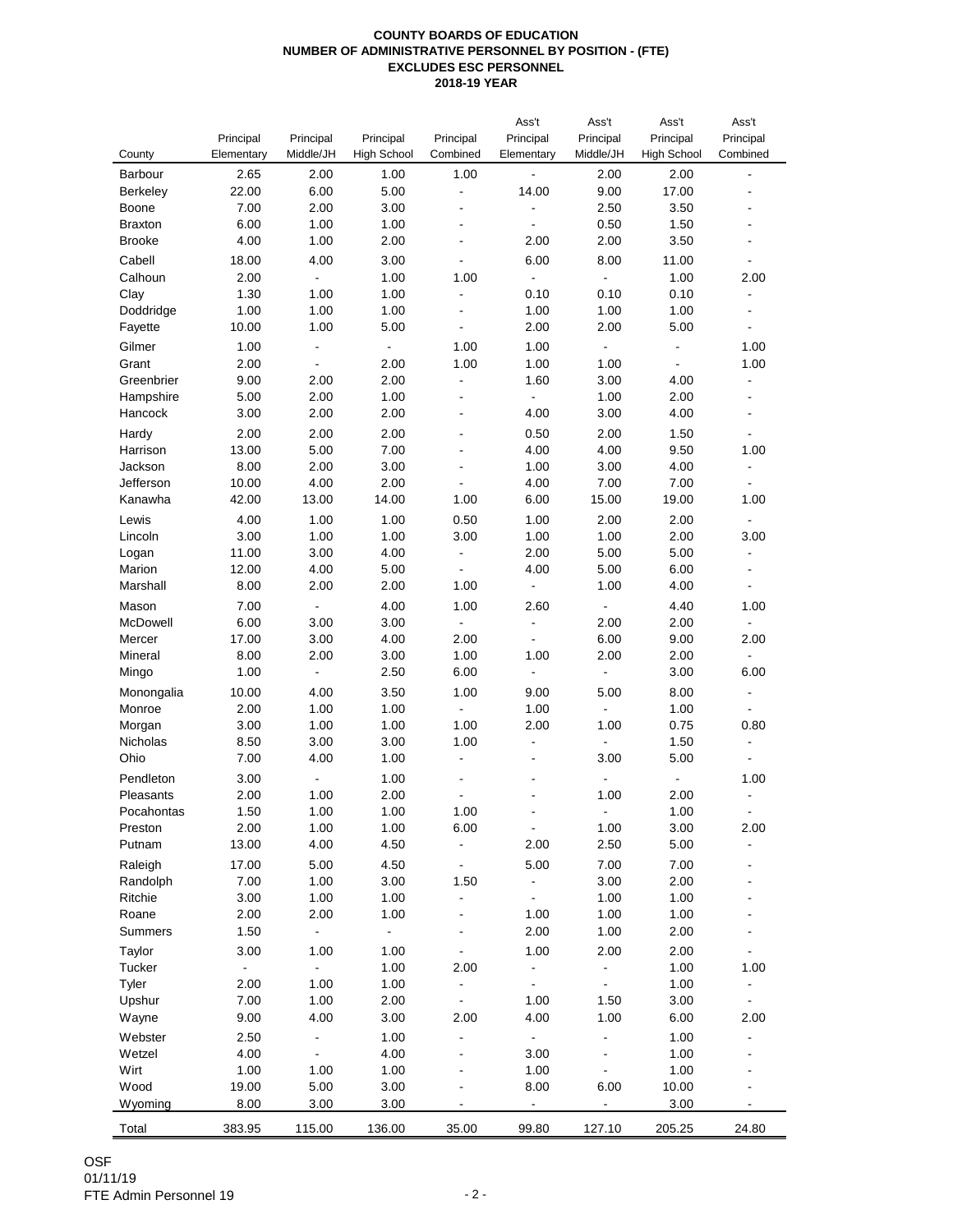**COUNTY BOARDS OF EDUCATION**
**NUMBER OF ADMINISTRATIVE PERSONNEL BY POSITION - (FTE)**
**EXCLUDES ESC PERSONNEL**
**2018-19 YEAR**

| County | Principal Elementary | Principal Middle/JH | Principal High School | Principal Combined | Ass't Principal Elementary | Ass't Principal Middle/JH | Ass't Principal High School | Ass't Principal Combined |
|---|---|---|---|---|---|---|---|---|
| Barbour | 2.65 | 2.00 | 1.00 | 1.00 | - | 2.00 | 2.00 | - |
| Berkeley | 22.00 | 6.00 | 5.00 | - | 14.00 | 9.00 | 17.00 | - |
| Boone | 7.00 | 2.00 | 3.00 | - | - | 2.50 | 3.50 | - |
| Braxton | 6.00 | 1.00 | 1.00 | - | - | 0.50 | 1.50 | - |
| Brooke | 4.00 | 1.00 | 2.00 | - | 2.00 | 2.00 | 3.50 | - |
| Cabell | 18.00 | 4.00 | 3.00 | - | 6.00 | 8.00 | 11.00 | - |
| Calhoun | 2.00 | - | 1.00 | 1.00 | - | - | 1.00 | 2.00 |
| Clay | 1.30 | 1.00 | 1.00 | - | 0.10 | 0.10 | 0.10 | - |
| Doddridge | 1.00 | 1.00 | 1.00 | - | 1.00 | 1.00 | 1.00 | - |
| Fayette | 10.00 | 1.00 | 5.00 | - | 2.00 | 2.00 | 5.00 | - |
| Gilmer | 1.00 | - | - | 1.00 | 1.00 | - | - | 1.00 |
| Grant | 2.00 | - | 2.00 | 1.00 | 1.00 | 1.00 | - | 1.00 |
| Greenbrier | 9.00 | 2.00 | 2.00 | - | 1.60 | 3.00 | 4.00 | - |
| Hampshire | 5.00 | 2.00 | 1.00 | - | - | 1.00 | 2.00 | - |
| Hancock | 3.00 | 2.00 | 2.00 | - | 4.00 | 3.00 | 4.00 | - |
| Hardy | 2.00 | 2.00 | 2.00 | - | 0.50 | 2.00 | 1.50 | - |
| Harrison | 13.00 | 5.00 | 7.00 | - | 4.00 | 4.00 | 9.50 | 1.00 |
| Jackson | 8.00 | 2.00 | 3.00 | - | 1.00 | 3.00 | 4.00 | - |
| Jefferson | 10.00 | 4.00 | 2.00 | - | 4.00 | 7.00 | 7.00 | - |
| Kanawha | 42.00 | 13.00 | 14.00 | 1.00 | 6.00 | 15.00 | 19.00 | 1.00 |
| Lewis | 4.00 | 1.00 | 1.00 | 0.50 | 1.00 | 2.00 | 2.00 | - |
| Lincoln | 3.00 | 1.00 | 1.00 | 3.00 | 1.00 | 1.00 | 2.00 | 3.00 |
| Logan | 11.00 | 3.00 | 4.00 | - | 2.00 | 5.00 | 5.00 | - |
| Marion | 12.00 | 4.00 | 5.00 | - | 4.00 | 5.00 | 6.00 | - |
| Marshall | 8.00 | 2.00 | 2.00 | 1.00 | - | 1.00 | 4.00 | - |
| Mason | 7.00 | - | 4.00 | 1.00 | 2.60 | - | 4.40 | 1.00 |
| McDowell | 6.00 | 3.00 | 3.00 | - | - | 2.00 | 2.00 | - |
| Mercer | 17.00 | 3.00 | 4.00 | 2.00 | - | 6.00 | 9.00 | 2.00 |
| Mineral | 8.00 | 2.00 | 3.00 | 1.00 | 1.00 | 2.00 | 2.00 | - |
| Mingo | 1.00 | - | 2.50 | 6.00 | - | - | 3.00 | 6.00 |
| Monongalia | 10.00 | 4.00 | 3.50 | 1.00 | 9.00 | 5.00 | 8.00 | - |
| Monroe | 2.00 | 1.00 | 1.00 | - | 1.00 | - | 1.00 | - |
| Morgan | 3.00 | 1.00 | 1.00 | 1.00 | 2.00 | 1.00 | 0.75 | 0.80 |
| Nicholas | 8.50 | 3.00 | 3.00 | 1.00 | - | - | 1.50 | - |
| Ohio | 7.00 | 4.00 | 1.00 | - | - | 3.00 | 5.00 | - |
| Pendleton | 3.00 | - | 1.00 | - | - | - | - | 1.00 |
| Pleasants | 2.00 | 1.00 | 2.00 | - | - | 1.00 | 2.00 | - |
| Pocahontas | 1.50 | 1.00 | 1.00 | 1.00 | - | - | 1.00 | - |
| Preston | 2.00 | 1.00 | 1.00 | 6.00 | - | 1.00 | 3.00 | 2.00 |
| Putnam | 13.00 | 4.00 | 4.50 | - | 2.00 | 2.50 | 5.00 | - |
| Raleigh | 17.00 | 5.00 | 4.50 | - | 5.00 | 7.00 | 7.00 | - |
| Randolph | 7.00 | 1.00 | 3.00 | 1.50 | - | 3.00 | 2.00 | - |
| Ritchie | 3.00 | 1.00 | 1.00 | - | - | 1.00 | 1.00 | - |
| Roane | 2.00 | 2.00 | 1.00 | - | 1.00 | 1.00 | 1.00 | - |
| Summers | 1.50 | - | - | - | 2.00 | 1.00 | 2.00 | - |
| Taylor | 3.00 | 1.00 | 1.00 | - | 1.00 | 2.00 | 2.00 | - |
| Tucker | - | - | 1.00 | 2.00 | - | - | 1.00 | 1.00 |
| Tyler | 2.00 | 1.00 | 1.00 | - | - | - | 1.00 | - |
| Upshur | 7.00 | 1.00 | 2.00 | - | 1.00 | 1.50 | 3.00 | - |
| Wayne | 9.00 | 4.00 | 3.00 | 2.00 | 4.00 | 1.00 | 6.00 | 2.00 |
| Webster | 2.50 | - | 1.00 | - | - | - | 1.00 | - |
| Wetzel | 4.00 | - | 4.00 | - | 3.00 | - | 1.00 | - |
| Wirt | 1.00 | 1.00 | 1.00 | - | 1.00 | - | 1.00 | - |
| Wood | 19.00 | 5.00 | 3.00 | - | 8.00 | 6.00 | 10.00 | - |
| Wyoming | 8.00 | 3.00 | 3.00 | - | - | - | 3.00 | - |
| Total | 383.95 | 115.00 | 136.00 | 35.00 | 99.80 | 127.10 | 205.25 | 24.80 |

OSF
01/11/19
FTE Admin Personnel 19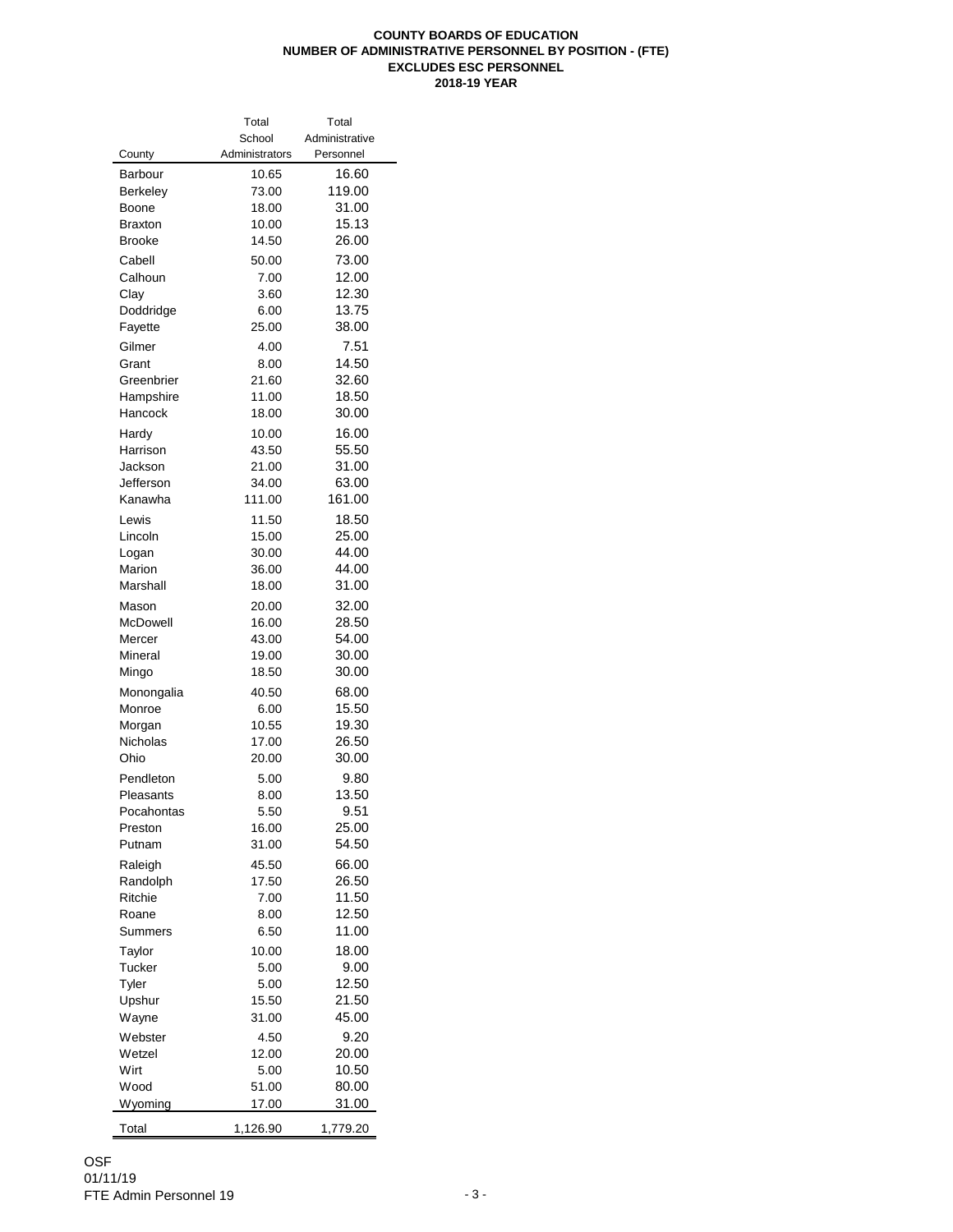**COUNTY BOARDS OF EDUCATION**
**NUMBER OF ADMINISTRATIVE PERSONNEL BY POSITION - (FTE)**
**EXCLUDES ESC PERSONNEL**
**2018-19 YEAR**

| County | Total School Administrators | Total Administrative Personnel |
|---|---|---|
| Barbour | 10.65 | 16.60 |
| Berkeley | 73.00 | 119.00 |
| Boone | 18.00 | 31.00 |
| Braxton | 10.00 | 15.13 |
| Brooke | 14.50 | 26.00 |
| Cabell | 50.00 | 73.00 |
| Calhoun | 7.00 | 12.00 |
| Clay | 3.60 | 12.30 |
| Doddridge | 6.00 | 13.75 |
| Fayette | 25.00 | 38.00 |
| Gilmer | 4.00 | 7.51 |
| Grant | 8.00 | 14.50 |
| Greenbrier | 21.60 | 32.60 |
| Hampshire | 11.00 | 18.50 |
| Hancock | 18.00 | 30.00 |
| Hardy | 10.00 | 16.00 |
| Harrison | 43.50 | 55.50 |
| Jackson | 21.00 | 31.00 |
| Jefferson | 34.00 | 63.00 |
| Kanawha | 111.00 | 161.00 |
| Lewis | 11.50 | 18.50 |
| Lincoln | 15.00 | 25.00 |
| Logan | 30.00 | 44.00 |
| Marion | 36.00 | 44.00 |
| Marshall | 18.00 | 31.00 |
| Mason | 20.00 | 32.00 |
| McDowell | 16.00 | 28.50 |
| Mercer | 43.00 | 54.00 |
| Mineral | 19.00 | 30.00 |
| Mingo | 18.50 | 30.00 |
| Monongalia | 40.50 | 68.00 |
| Monroe | 6.00 | 15.50 |
| Morgan | 10.55 | 19.30 |
| Nicholas | 17.00 | 26.50 |
| Ohio | 20.00 | 30.00 |
| Pendleton | 5.00 | 9.80 |
| Pleasants | 8.00 | 13.50 |
| Pocahontas | 5.50 | 9.51 |
| Preston | 16.00 | 25.00 |
| Putnam | 31.00 | 54.50 |
| Raleigh | 45.50 | 66.00 |
| Randolph | 17.50 | 26.50 |
| Ritchie | 7.00 | 11.50 |
| Roane | 8.00 | 12.50 |
| Summers | 6.50 | 11.00 |
| Taylor | 10.00 | 18.00 |
| Tucker | 5.00 | 9.00 |
| Tyler | 5.00 | 12.50 |
| Upshur | 15.50 | 21.50 |
| Wayne | 31.00 | 45.00 |
| Webster | 4.50 | 9.20 |
| Wetzel | 12.00 | 20.00 |
| Wirt | 5.00 | 10.50 |
| Wood | 51.00 | 80.00 |
| Wyoming | 17.00 | 31.00 |
| Total | 1,126.90 | 1,779.20 |

OSF
01/11/19
FTE Admin Personnel 19